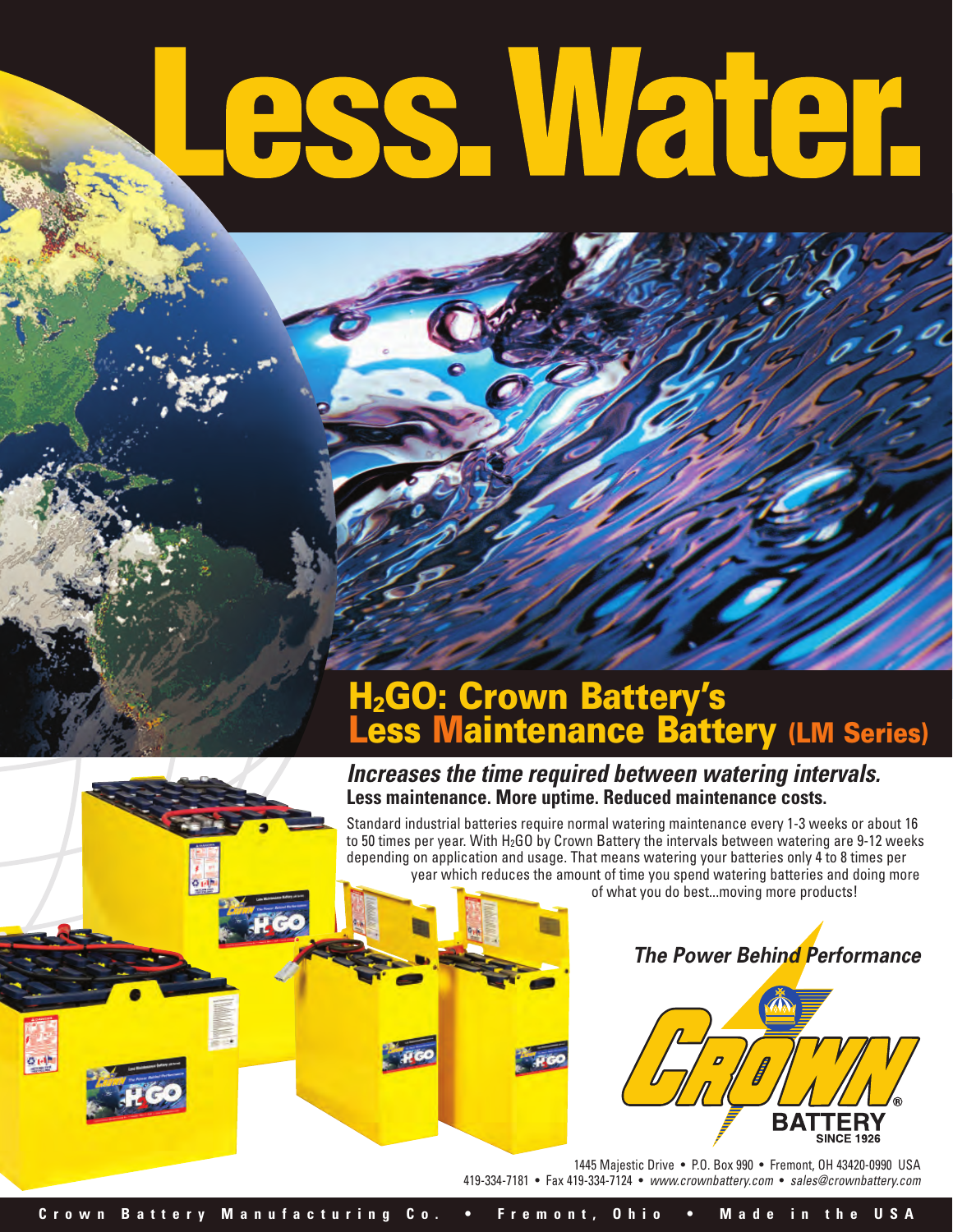# Less. Water.

## $H_2$GO: Crown Battery's Less Maintenance Battery (LM Series)

### *Increases the time required between watering intervals.*

**Less maintenance. More uptime. Reduced maintenance costs.**

Standard industrial batteries require normal watering maintenance every 1-3 weeks or about 16 to 50 times per year. With $H_2$GO by Crown Battery the intervals between watering are 9-12 weeks depending on application and usage. That means watering your batteries only 4 to 8 times per year which reduces the amount of time you spend watering batteries and doing more of what you do best...moving more products!

*The Power Behind Performance*

CROWN® BATTERY SINCE 1926

1445 Majestic Drive • P.O. Box 990 • Fremont, OH 43420-0990 USA
419-334-7181 • Fax 419-334-7124 • *www.crownbattery.com* • *sales@crownbattery.com*

**Crown Battery Manufacturing Co. • Fremont, Ohio • Made in the USA**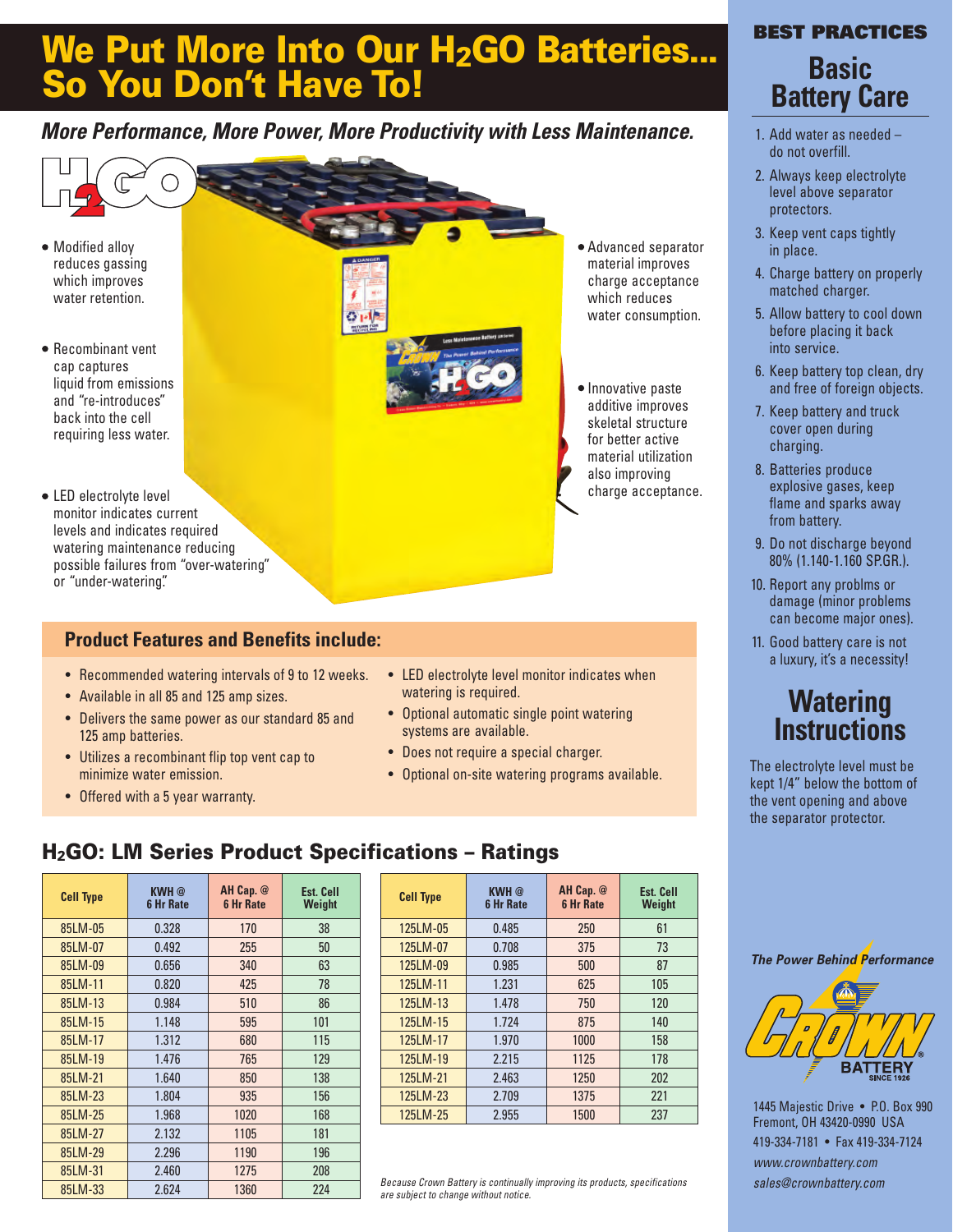# We Put More Into Our $H_2GO$ Batteries... So You Don't Have To!

***More Performance, More Power, More Productivity with Less Maintenance.***

- Modified alloy reduces gassing which improves water retention.
- Recombinant vent cap captures liquid from emissions and "re-introduces" back into the cell requiring less water.
- LED electrolyte level monitor indicates current levels and indicates required watering maintenance reducing possible failures from "over-watering" or "under-watering."
- Advanced separator material improves charge acceptance which reduces water consumption.
- Innovative paste additive improves skeletal structure for better active material utilization also improving charge acceptance.

## Product Features and Benefits include:

- Recommended watering intervals of 9 to 12 weeks.
- Available in all 85 and 125 amp sizes.
- Delivers the same power as our standard 85 and 125 amp batteries.
- Utilizes a recombinant flip top vent cap to minimize water emission.
- Offered with a 5 year warranty.
- LED electrolyte level monitor indicates when watering is required.
- Optional automatic single point watering systems are available.
- Does not require a special charger.
- Optional on-site watering programs available.

## $H_2GO$: LM Series Product Specifications – Ratings

| Cell Type | KWH @ 6 Hr Rate | AH Cap. @ 6 Hr Rate | Est. Cell Weight |
|---|---|---|---|
| 85LM-05 | 0.328 | 170 | 38 |
| 85LM-07 | 0.492 | 255 | 50 |
| 85LM-09 | 0.656 | 340 | 63 |
| 85LM-11 | 0.820 | 425 | 78 |
| 85LM-13 | 0.984 | 510 | 86 |
| 85LM-15 | 1.148 | 595 | 101 |
| 85LM-17 | 1.312 | 680 | 115 |
| 85LM-19 | 1.476 | 765 | 129 |
| 85LM-21 | 1.640 | 850 | 138 |
| 85LM-23 | 1.804 | 935 | 156 |
| 85LM-25 | 1.968 | 1020 | 168 |
| 85LM-27 | 2.132 | 1105 | 181 |
| 85LM-29 | 2.296 | 1190 | 196 |
| 85LM-31 | 2.460 | 1275 | 208 |
| 85LM-33 | 2.624 | 1360 | 224 |

| Cell Type | KWH @ 6 Hr Rate | AH Cap. @ 6 Hr Rate | Est. Cell Weight |
|---|---|---|---|
| 125LM-05 | 0.485 | 250 | 61 |
| 125LM-07 | 0.708 | 375 | 73 |
| 125LM-09 | 0.985 | 500 | 87 |
| 125LM-11 | 1.231 | 625 | 105 |
| 125LM-13 | 1.478 | 750 | 120 |
| 125LM-15 | 1.724 | 875 | 140 |
| 125LM-17 | 1.970 | 1000 | 158 |
| 125LM-19 | 2.215 | 1125 | 178 |
| 125LM-21 | 2.463 | 1250 | 202 |
| 125LM-23 | 2.709 | 1375 | 221 |
| 125LM-25 | 2.955 | 1500 | 237 |

*Because Crown Battery is continually improving its products, specifications are subject to change without notice.*

## BEST PRACTICES

## Basic Battery Care

1. Add water as needed – do not overfill.
2. Always keep electrolyte level above separator protectors.
3. Keep vent caps tightly in place.
4. Charge battery on properly matched charger.
5. Allow battery to cool down before placing it back into service.
6. Keep battery top clean, dry and free of foreign objects.
7. Keep battery and truck cover open during charging.
8. Batteries produce explosive gases, keep flame and sparks away from battery.
9. Do not discharge beyond 80% (1.140-1.160 SP.GR.).
10. Report any problms or damage (minor problems can become major ones).
11. Good battery care is not a luxury, it's a necessity!

## Watering Instructions

The electrolyte level must be kept 1/4" below the bottom of the vent opening and above the separator protector.

*The Power Behind Performance*

CROWN BATTERY SINCE 1926

1445 Majestic Drive • P.O. Box 990
Fremont, OH 43420-0990 USA
419-334-7181 • Fax 419-334-7124
*www.crownbattery.com*
*sales@crownbattery.com*